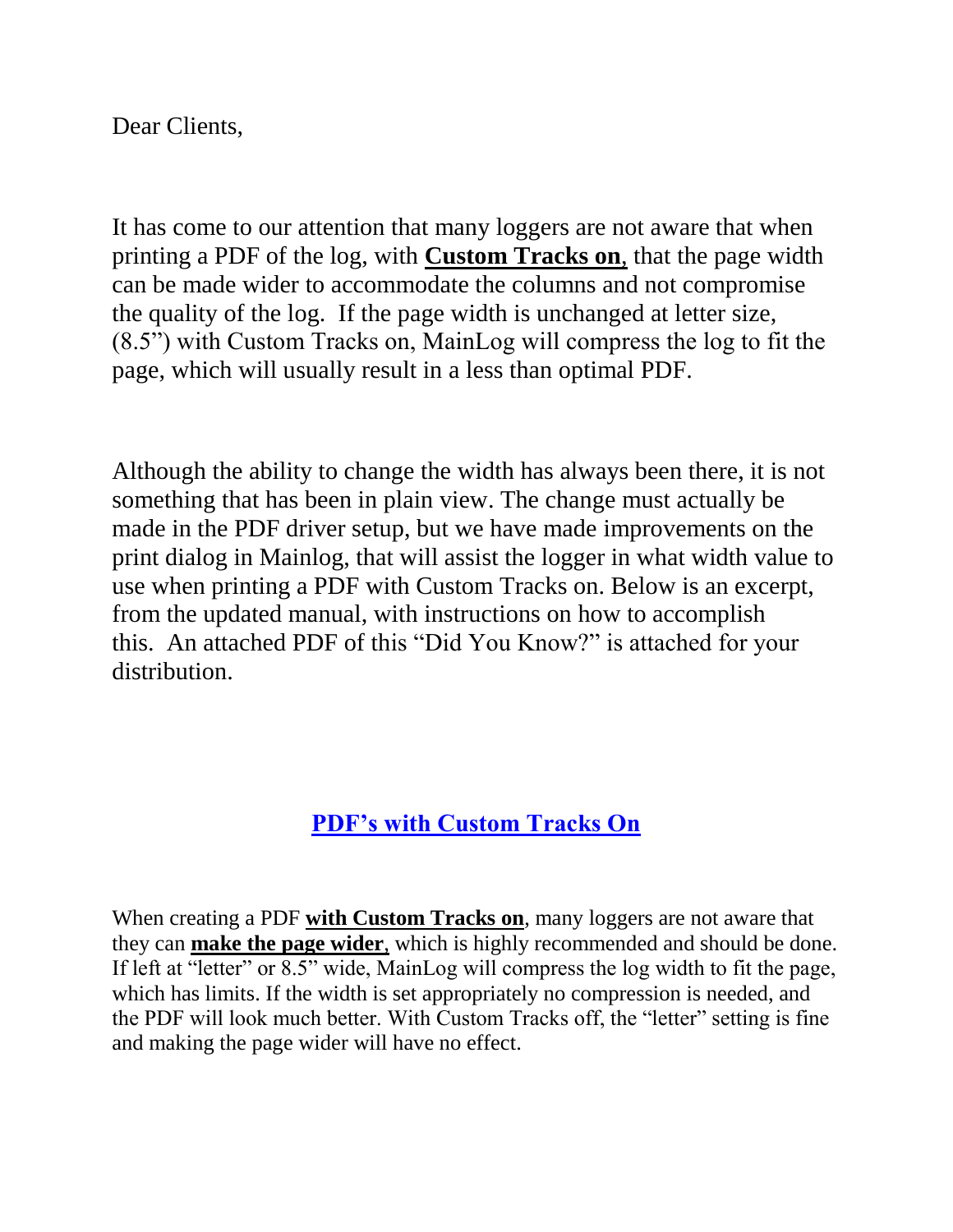Dear Clients,

It has come to our attention that many loggers are not aware that when printing a PDF of the log, with **<u>Custom Tracks on</u>**, that the page width can be made wider to accommodate the columns and not compromise the quality of the log. If the page width is unchanged at letter size, (8.5”) with Custom Tracks on, MainLog will compress the log to fit the page, which will usually result in a less than optimal PDF.

Although the ability to change the width has always been there, it is not something that has been in plain view. The change must actually be made in the PDF driver setup, but we have made improvements on the print dialog in Mainlog, that will assist the logger in what width value to use when printing a PDF with Custom Tracks on. Below is an excerpt, from the updated manual, with instructions on how to accomplish this. An attached PDF of this “Did You Know?” is attached for your distribution.

## PDF’s with Custom Tracks On

When creating a PDF **<u>with Custom Tracks on</u>**, many loggers are not aware that they can **<u>make the page wider</u>**, which is highly recommended and should be done. If left at “letter” or 8.5” wide, MainLog will compress the log width to fit the page, which has limits. If the width is set appropriately no compression is needed, and the PDF will look much better. With Custom Tracks off, the “letter” setting is fine and making the page wider will have no effect.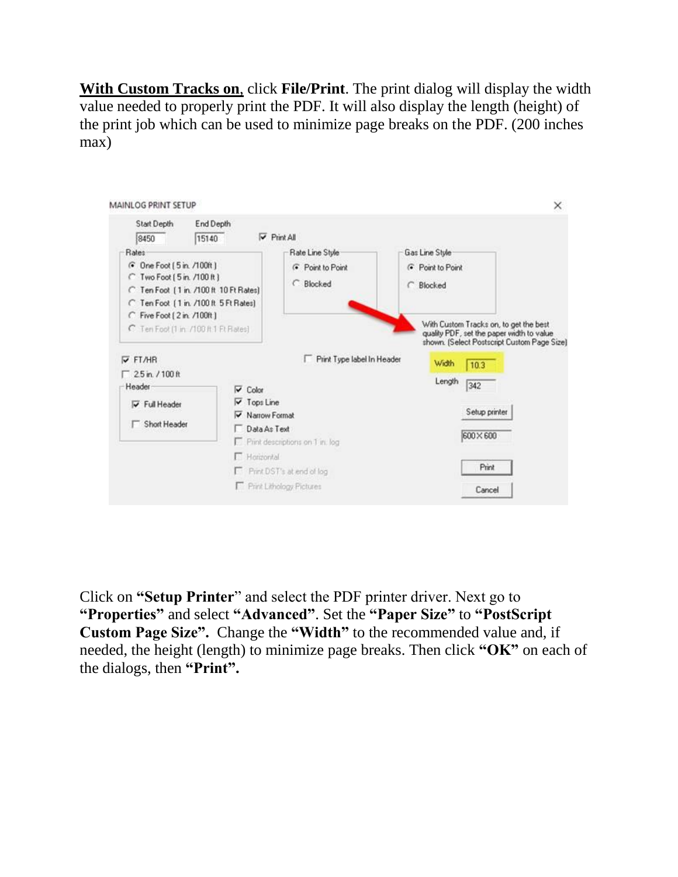**With Custom Tracks on**, click **File/Print**. The print dialog will display the width value needed to properly print the PDF. It will also display the length (height) of the print job which can be used to minimize page breaks on the PDF. (200 inches max)

Click on **"Setup Printer**" and select the PDF printer driver. Next go to **"Properties"** and select **"Advanced"**. Set the **"Paper Size"** to **"PostScript Custom Page Size".** Change the **"Width"** to the recommended value and, if needed, the height (length) to minimize page breaks. Then click **"OK"** on each of the dialogs, then **"Print".**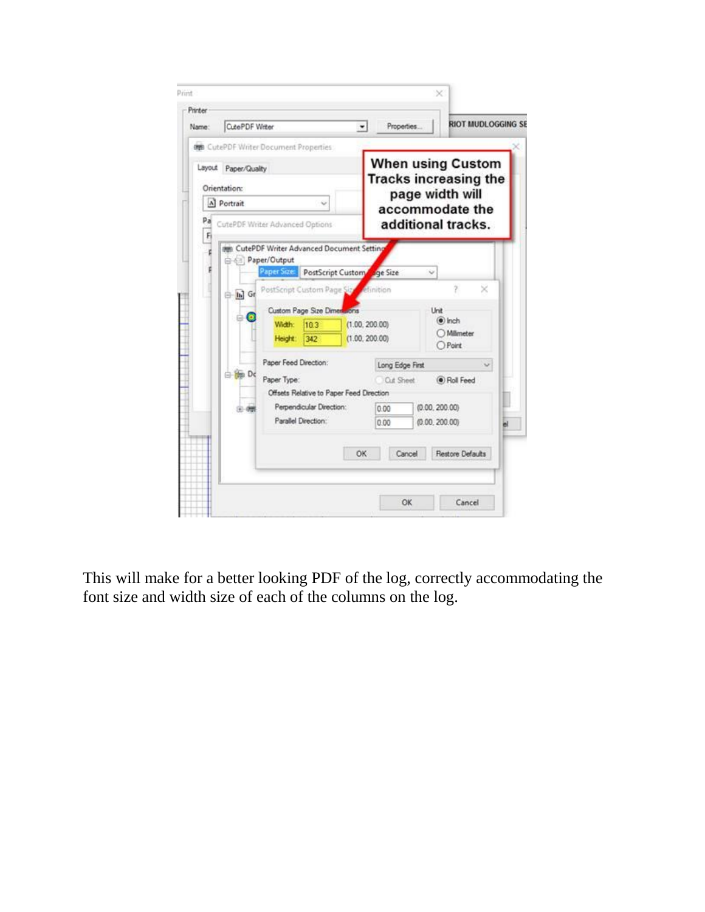This will make for a better looking PDF of the log, correctly accommodating the font size and width size of each of the columns on the log.